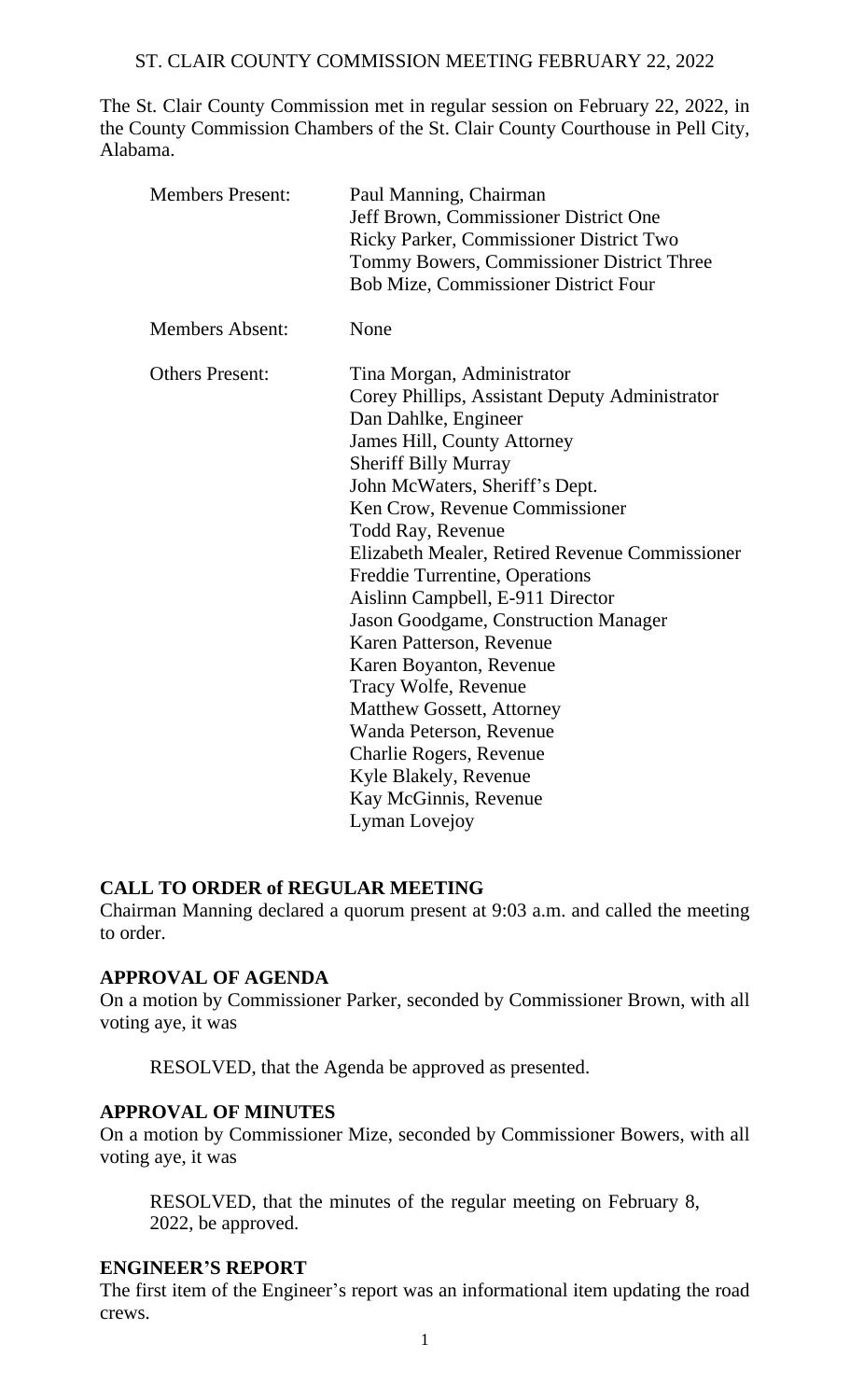# ST. CLAIR COUNTY COMMISSION MEETING FEBRUARY 22, 2022

The St. Clair County Commission met in regular session on February 22, 2022, in the County Commission Chambers of the St. Clair County Courthouse in Pell City, Alabama.

| | |
|---|---|
| Members Present: | Paul Manning, Chairman<br>Jeff Brown, Commissioner District One<br>Ricky Parker, Commissioner District Two<br>Tommy Bowers, Commissioner District Three<br>Bob Mize, Commissioner District Four |
| Members Absent: | None |
| Others Present: | Tina Morgan, Administrator<br>Corey Phillips, Assistant Deputy Administrator<br>Dan Dahlke, Engineer<br>James Hill, County Attorney<br>Sheriff Billy Murray<br>John McWaters, Sheriff's Dept.<br>Ken Crow, Revenue Commissioner<br>Todd Ray, Revenue<br>Elizabeth Mealer, Retired Revenue Commissioner<br>Freddie Turrentine, Operations<br>Aislinn Campbell, E-911 Director<br>Jason Goodgame, Construction Manager<br>Karen Patterson, Revenue<br>Karen Boyanton, Revenue<br>Tracy Wolfe, Revenue<br>Matthew Gossett, Attorney<br>Wanda Peterson, Revenue<br>Charlie Rogers, Revenue<br>Kyle Blakely, Revenue<br>Kay McGinnis, Revenue<br>Lyman Lovejoy |

**CALL TO ORDER of REGULAR MEETING**

Chairman Manning declared a quorum present at 9:03 a.m. and called the meeting to order.

**APPROVAL OF AGENDA**

On a motion by Commissioner Parker, seconded by Commissioner Brown, with all voting aye, it was

RESOLVED, that the Agenda be approved as presented.

**APPROVAL OF MINUTES**

On a motion by Commissioner Mize, seconded by Commissioner Bowers, with all voting aye, it was

RESOLVED, that the minutes of the regular meeting on February 8, 2022, be approved.

**ENGINEER'S REPORT**

The first item of the Engineer's report was an informational item updating the road crews.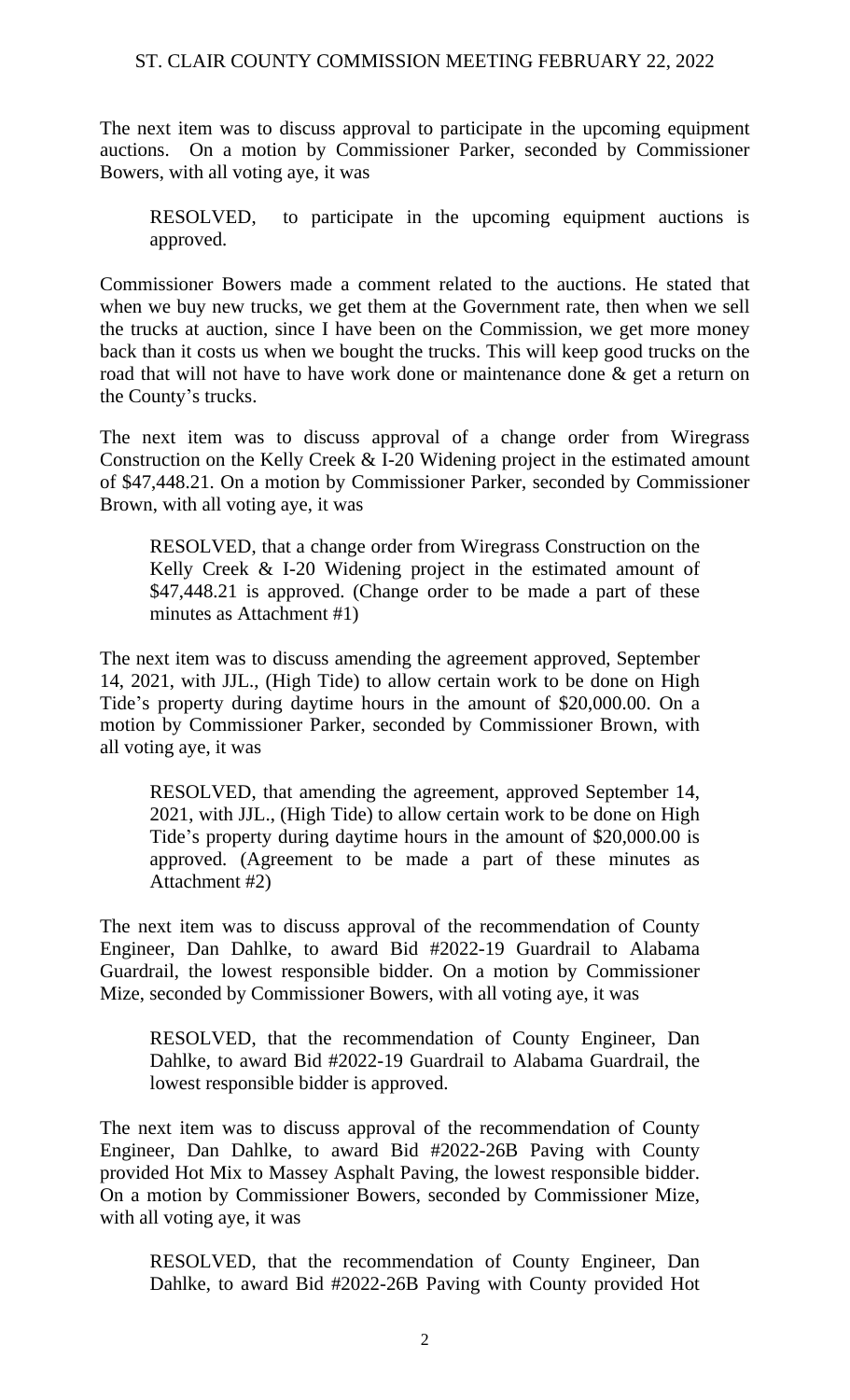The next item was to discuss approval to participate in the upcoming equipment auctions. On a motion by Commissioner Parker, seconded by Commissioner Bowers, with all voting aye, it was

> RESOLVED, to participate in the upcoming equipment auctions is approved.

Commissioner Bowers made a comment related to the auctions. He stated that when we buy new trucks, we get them at the Government rate, then when we sell the trucks at auction, since I have been on the Commission, we get more money back than it costs us when we bought the trucks. This will keep good trucks on the road that will not have to have work done or maintenance done & get a return on the County's trucks.

The next item was to discuss approval of a change order from Wiregrass Construction on the Kelly Creek & I-20 Widening project in the estimated amount of $47,448.21. On a motion by Commissioner Parker, seconded by Commissioner Brown, with all voting aye, it was

> RESOLVED, that a change order from Wiregrass Construction on the Kelly Creek & I-20 Widening project in the estimated amount of $47,448.21 is approved. (Change order to be made a part of these minutes as Attachment #1)

The next item was to discuss amending the agreement approved, September 14, 2021, with JJL., (High Tide) to allow certain work to be done on High Tide's property during daytime hours in the amount of $20,000.00. On a motion by Commissioner Parker, seconded by Commissioner Brown, with all voting aye, it was

> RESOLVED, that amending the agreement, approved September 14, 2021, with JJL., (High Tide) to allow certain work to be done on High Tide's property during daytime hours in the amount of $20,000.00 is approved. (Agreement to be made a part of these minutes as Attachment #2)

The next item was to discuss approval of the recommendation of County Engineer, Dan Dahlke, to award Bid #2022-19 Guardrail to Alabama Guardrail, the lowest responsible bidder. On a motion by Commissioner Mize, seconded by Commissioner Bowers, with all voting aye, it was

> RESOLVED, that the recommendation of County Engineer, Dan Dahlke, to award Bid #2022-19 Guardrail to Alabama Guardrail, the lowest responsible bidder is approved.

The next item was to discuss approval of the recommendation of County Engineer, Dan Dahlke, to award Bid #2022-26B Paving with County provided Hot Mix to Massey Asphalt Paving, the lowest responsible bidder. On a motion by Commissioner Bowers, seconded by Commissioner Mize, with all voting aye, it was

> RESOLVED, that the recommendation of County Engineer, Dan Dahlke, to award Bid #2022-26B Paving with County provided Hot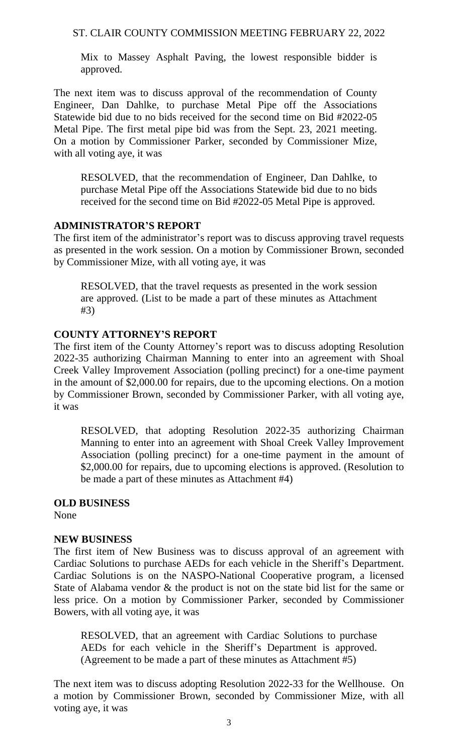Mix to Massey Asphalt Paving, the lowest responsible bidder is approved.

The next item was to discuss approval of the recommendation of County Engineer, Dan Dahlke, to purchase Metal Pipe off the Associations Statewide bid due to no bids received for the second time on Bid #2022-05 Metal Pipe. The first metal pipe bid was from the Sept. 23, 2021 meeting. On a motion by Commissioner Parker, seconded by Commissioner Mize, with all voting aye, it was

> RESOLVED, that the recommendation of Engineer, Dan Dahlke, to purchase Metal Pipe off the Associations Statewide bid due to no bids received for the second time on Bid #2022-05 Metal Pipe is approved.

## ADMINISTRATOR'S REPORT

The first item of the administrator's report was to discuss approving travel requests as presented in the work session. On a motion by Commissioner Brown, seconded by Commissioner Mize, with all voting aye, it was

> RESOLVED, that the travel requests as presented in the work session are approved. (List to be made a part of these minutes as Attachment #3)

## COUNTY ATTORNEY'S REPORT

The first item of the County Attorney's report was to discuss adopting Resolution 2022-35 authorizing Chairman Manning to enter into an agreement with Shoal Creek Valley Improvement Association (polling precinct) for a one-time payment in the amount of $2,000.00 for repairs, due to the upcoming elections. On a motion by Commissioner Brown, seconded by Commissioner Parker, with all voting aye, it was

> RESOLVED, that adopting Resolution 2022-35 authorizing Chairman Manning to enter into an agreement with Shoal Creek Valley Improvement Association (polling precinct) for a one-time payment in the amount of $2,000.00 for repairs, due to upcoming elections is approved. (Resolution to be made a part of these minutes as Attachment #4)

## OLD BUSINESS

None

## NEW BUSINESS

The first item of New Business was to discuss approval of an agreement with Cardiac Solutions to purchase AEDs for each vehicle in the Sheriff's Department. Cardiac Solutions is on the NASPO-National Cooperative program, a licensed State of Alabama vendor & the product is not on the state bid list for the same or less price. On a motion by Commissioner Parker, seconded by Commissioner Bowers, with all voting aye, it was

> RESOLVED, that an agreement with Cardiac Solutions to purchase AEDs for each vehicle in the Sheriff's Department is approved. (Agreement to be made a part of these minutes as Attachment #5)

The next item was to discuss adopting Resolution 2022-33 for the Wellhouse. On a motion by Commissioner Brown, seconded by Commissioner Mize, with all voting aye, it was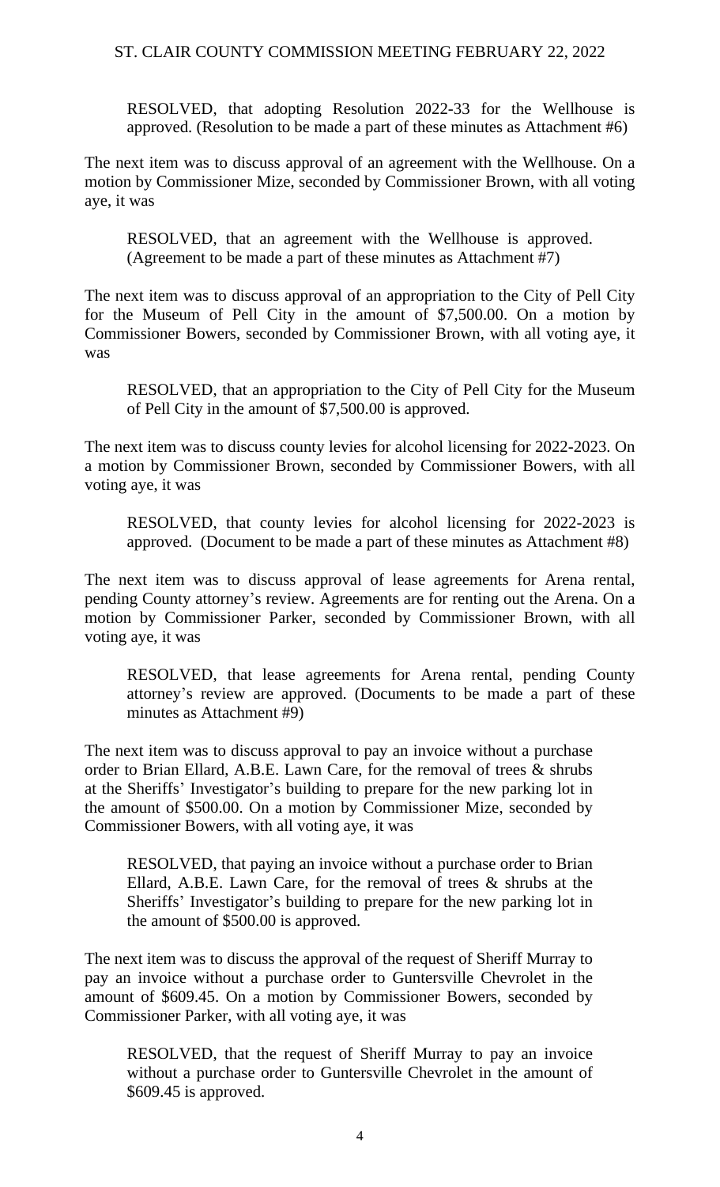RESOLVED, that adopting Resolution 2022-33 for the Wellhouse is approved. (Resolution to be made a part of these minutes as Attachment #6)

The next item was to discuss approval of an agreement with the Wellhouse. On a motion by Commissioner Mize, seconded by Commissioner Brown, with all voting aye, it was

RESOLVED, that an agreement with the Wellhouse is approved. (Agreement to be made a part of these minutes as Attachment #7)

The next item was to discuss approval of an appropriation to the City of Pell City for the Museum of Pell City in the amount of $7,500.00. On a motion by Commissioner Bowers, seconded by Commissioner Brown, with all voting aye, it was

RESOLVED, that an appropriation to the City of Pell City for the Museum of Pell City in the amount of $7,500.00 is approved.

The next item was to discuss county levies for alcohol licensing for 2022-2023. On a motion by Commissioner Brown, seconded by Commissioner Bowers, with all voting aye, it was

RESOLVED, that county levies for alcohol licensing for 2022-2023 is approved. (Document to be made a part of these minutes as Attachment #8)

The next item was to discuss approval of lease agreements for Arena rental, pending County attorney's review. Agreements are for renting out the Arena. On a motion by Commissioner Parker, seconded by Commissioner Brown, with all voting aye, it was

RESOLVED, that lease agreements for Arena rental, pending County attorney's review are approved. (Documents to be made a part of these minutes as Attachment #9)

The next item was to discuss approval to pay an invoice without a purchase order to Brian Ellard, A.B.E. Lawn Care, for the removal of trees & shrubs at the Sheriffs' Investigator's building to prepare for the new parking lot in the amount of $500.00. On a motion by Commissioner Mize, seconded by Commissioner Bowers, with all voting aye, it was

RESOLVED, that paying an invoice without a purchase order to Brian Ellard, A.B.E. Lawn Care, for the removal of trees & shrubs at the Sheriffs' Investigator's building to prepare for the new parking lot in the amount of $500.00 is approved.

The next item was to discuss the approval of the request of Sheriff Murray to pay an invoice without a purchase order to Guntersville Chevrolet in the amount of $609.45. On a motion by Commissioner Bowers, seconded by Commissioner Parker, with all voting aye, it was

RESOLVED, that the request of Sheriff Murray to pay an invoice without a purchase order to Guntersville Chevrolet in the amount of $609.45 is approved.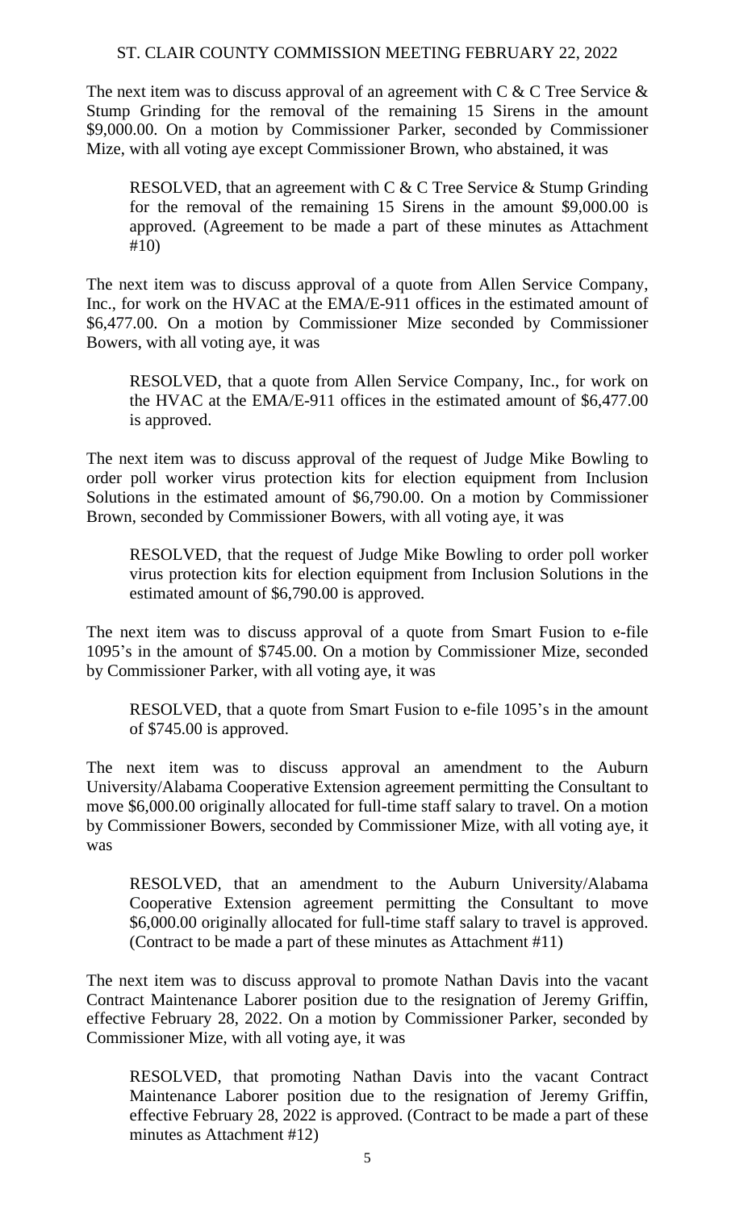The next item was to discuss approval of an agreement with C & C Tree Service & Stump Grinding for the removal of the remaining 15 Sirens in the amount \$9,000.00. On a motion by Commissioner Parker, seconded by Commissioner Mize, with all voting aye except Commissioner Brown, who abstained, it was

> RESOLVED, that an agreement with C & C Tree Service & Stump Grinding for the removal of the remaining 15 Sirens in the amount \$9,000.00 is approved. (Agreement to be made a part of these minutes as Attachment #10)

The next item was to discuss approval of a quote from Allen Service Company, Inc., for work on the HVAC at the EMA/E-911 offices in the estimated amount of \$6,477.00. On a motion by Commissioner Mize seconded by Commissioner Bowers, with all voting aye, it was

> RESOLVED, that a quote from Allen Service Company, Inc., for work on the HVAC at the EMA/E-911 offices in the estimated amount of \$6,477.00 is approved.

The next item was to discuss approval of the request of Judge Mike Bowling to order poll worker virus protection kits for election equipment from Inclusion Solutions in the estimated amount of \$6,790.00. On a motion by Commissioner Brown, seconded by Commissioner Bowers, with all voting aye, it was

> RESOLVED, that the request of Judge Mike Bowling to order poll worker virus protection kits for election equipment from Inclusion Solutions in the estimated amount of \$6,790.00 is approved.

The next item was to discuss approval of a quote from Smart Fusion to e-file 1095's in the amount of \$745.00. On a motion by Commissioner Mize, seconded by Commissioner Parker, with all voting aye, it was

> RESOLVED, that a quote from Smart Fusion to e-file 1095's in the amount of \$745.00 is approved.

The next item was to discuss approval an amendment to the Auburn University/Alabama Cooperative Extension agreement permitting the Consultant to move \$6,000.00 originally allocated for full-time staff salary to travel. On a motion by Commissioner Bowers, seconded by Commissioner Mize, with all voting aye, it was

> RESOLVED, that an amendment to the Auburn University/Alabama Cooperative Extension agreement permitting the Consultant to move \$6,000.00 originally allocated for full-time staff salary to travel is approved. (Contract to be made a part of these minutes as Attachment #11)

The next item was to discuss approval to promote Nathan Davis into the vacant Contract Maintenance Laborer position due to the resignation of Jeremy Griffin, effective February 28, 2022. On a motion by Commissioner Parker, seconded by Commissioner Mize, with all voting aye, it was

> RESOLVED, that promoting Nathan Davis into the vacant Contract Maintenance Laborer position due to the resignation of Jeremy Griffin, effective February 28, 2022 is approved. (Contract to be made a part of these minutes as Attachment #12)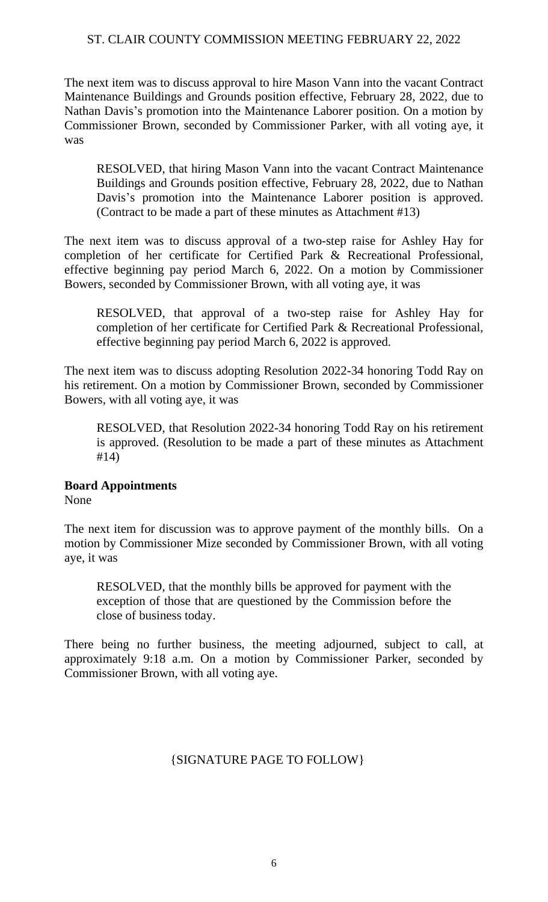The next item was to discuss approval to hire Mason Vann into the vacant Contract Maintenance Buildings and Grounds position effective, February 28, 2022, due to Nathan Davis's promotion into the Maintenance Laborer position. On a motion by Commissioner Brown, seconded by Commissioner Parker, with all voting aye, it was

> RESOLVED, that hiring Mason Vann into the vacant Contract Maintenance Buildings and Grounds position effective, February 28, 2022, due to Nathan Davis's promotion into the Maintenance Laborer position is approved. (Contract to be made a part of these minutes as Attachment #13)

The next item was to discuss approval of a two-step raise for Ashley Hay for completion of her certificate for Certified Park & Recreational Professional, effective beginning pay period March 6, 2022. On a motion by Commissioner Bowers, seconded by Commissioner Brown, with all voting aye, it was

> RESOLVED, that approval of a two-step raise for Ashley Hay for completion of her certificate for Certified Park & Recreational Professional, effective beginning pay period March 6, 2022 is approved.

The next item was to discuss adopting Resolution 2022-34 honoring Todd Ray on his retirement. On a motion by Commissioner Brown, seconded by Commissioner Bowers, with all voting aye, it was

> RESOLVED, that Resolution 2022-34 honoring Todd Ray on his retirement is approved. (Resolution to be made a part of these minutes as Attachment #14)

**Board Appointments**

None

The next item for discussion was to approve payment of the monthly bills. On a motion by Commissioner Mize seconded by Commissioner Brown, with all voting aye, it was

> RESOLVED, that the monthly bills be approved for payment with the exception of those that are questioned by the Commission before the close of business today.

There being no further business, the meeting adjourned, subject to call, at approximately 9:18 a.m. On a motion by Commissioner Parker, seconded by Commissioner Brown, with all voting aye.

{SIGNATURE PAGE TO FOLLOW}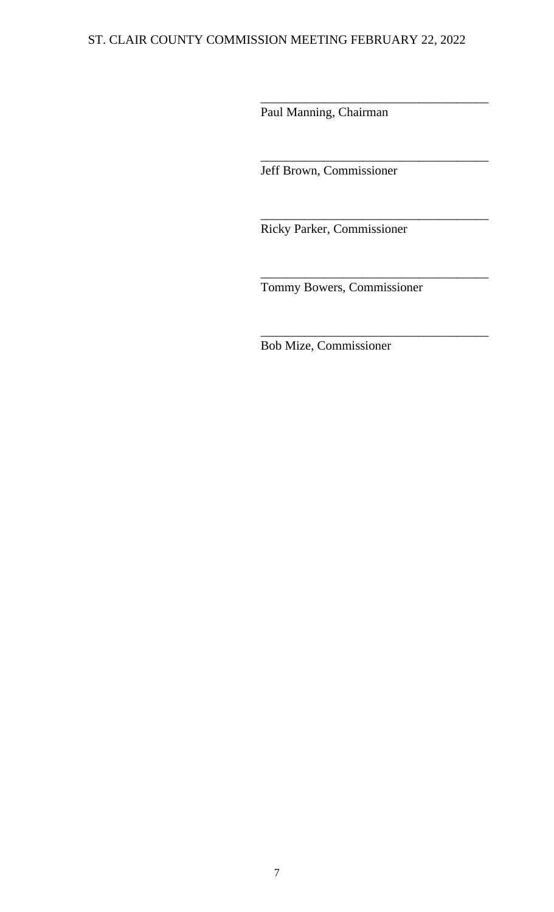_____________________________________
Paul Manning, Chairman

_____________________________________
Jeff Brown, Commissioner

_____________________________________
Ricky Parker, Commissioner

_____________________________________
Tommy Bowers, Commissioner

_____________________________________
Bob Mize, Commissioner